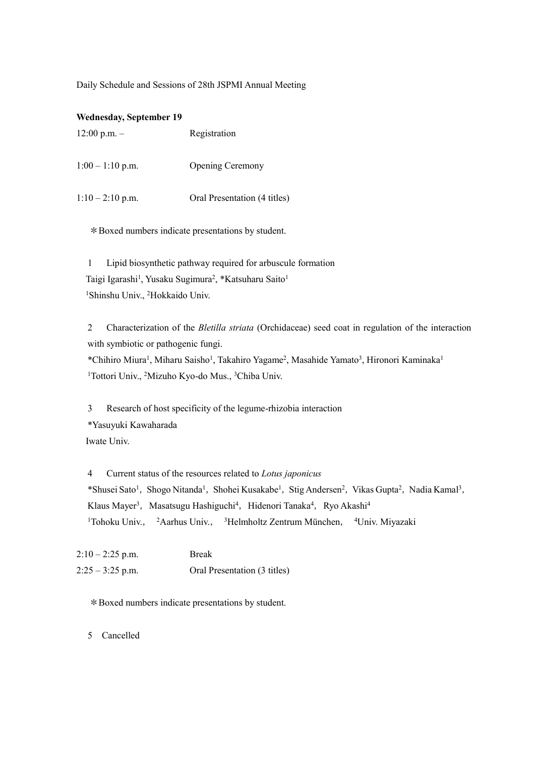Daily Schedule and Sessions of 28th JSPMI Annual Meeting

**Wednesday, September 19**

12:00 p.m. – Registration

1:00 – 1:10 p.m. Opening Ceremony

1:10 – 2:10 p.m. Oral Presentation (4 titles)

＊Boxed numbers indicate presentations by student.

1 Lipid biosynthetic pathway required for arbuscule formation
Taigi Igarashi[1], Yusaku Sugimura[2], *Katsuharu Saito[1]
[1]Shinshu Univ., [2]Hokkaido Univ.

2 Characterization of the *Bletilla striata* (Orchidaceae) seed coat in regulation of the interaction with symbiotic or pathogenic fungi.
*Chihiro Miura[1], Miharu Saisho[1], Takahiro Yagame[2], Masahide Yamato[3], Hironori Kaminaka[1]
[1]Tottori Univ., [2]Mizuho Kyo-do Mus., [3]Chiba Univ.

3 Research of host specificity of the legume-rhizobia interaction
*Yasuyuki Kawaharada
Iwate Univ.

4 Current status of the resources related to *Lotus japonicus*
*Shusei Sato[1], Shogo Nitanda[1], Shohei Kusakabe[1], Stig Andersen[2], Vikas Gupta[2], Nadia Kamal[3], Klaus Mayer[3], Masatsugu Hashiguchi[4], Hidenori Tanaka[4], Ryo Akashi[4]
[1]Tohoku Univ., [2]Aarhus Univ., [3]Helmholtz Zentrum München, [4]Univ. Miyazaki

2:10 – 2:25 p.m. Break

2:25 – 3:25 p.m. Oral Presentation (3 titles)

＊Boxed numbers indicate presentations by student.

5 Cancelled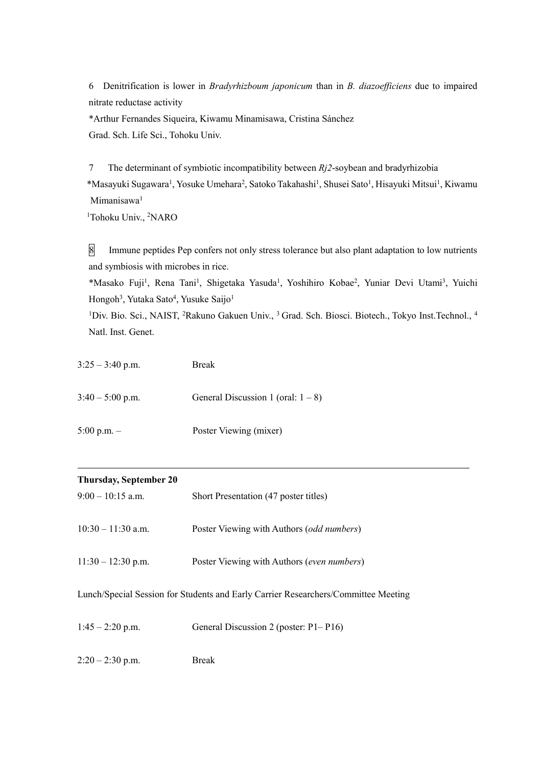6 Denitrification is lower in *Bradyrhizboum japonicum* than in *B. diazoefficiens* due to impaired nitrate reductase activity

*Arthur Fernandes Siqueira, Kiwamu Minamisawa, Cristina Sánchez

Grad. Sch. Life Sci., Tohoku Univ.

7 The determinant of symbiotic incompatibility between *Rj2*-soybean and bradyrhizobia

*Masayuki Sugawara[1], Yosuke Umehara[2], Satoko Takahashi[1], Shusei Sato[1], Hisayuki Mitsui[1], Kiwamu Mimanisawa[1]

[1]Tohoku Univ., [2]NARO

8 Immune peptides Pep confers not only stress tolerance but also plant adaptation to low nutrients and symbiosis with microbes in rice.

*Masako Fuji[1], Rena Tani[1], Shigetaka Yasuda[1], Yoshihiro Kobae[2], Yuniar Devi Utami[3], Yuichi Hongoh[3], Yutaka Sato[4], Yusuke Saijo[1]

[1]Div. Bio. Sci., NAIST, [2]Rakuno Gakuen Univ., [3] Grad. Sch. Biosci. Biotech., Tokyo Inst.Technol., [4] Natl. Inst. Genet.

3:25 – 3:40 p.m. Break

3:40 – 5:00 p.m. General Discussion 1 (oral: 1 – 8)

5:00 p.m. – Poster Viewing (mixer)

---

**Thursday, September 20**

9:00 – 10:15 a.m. Short Presentation (47 poster titles)

10:30 – 11:30 a.m. Poster Viewing with Authors (*odd numbers*)

11:30 – 12:30 p.m. Poster Viewing with Authors (*even numbers*)

Lunch/Special Session for Students and Early Carrier Researchers/Committee Meeting

1:45 – 2:20 p.m. General Discussion 2 (poster: P1– P16)

2:20 – 2:30 p.m. Break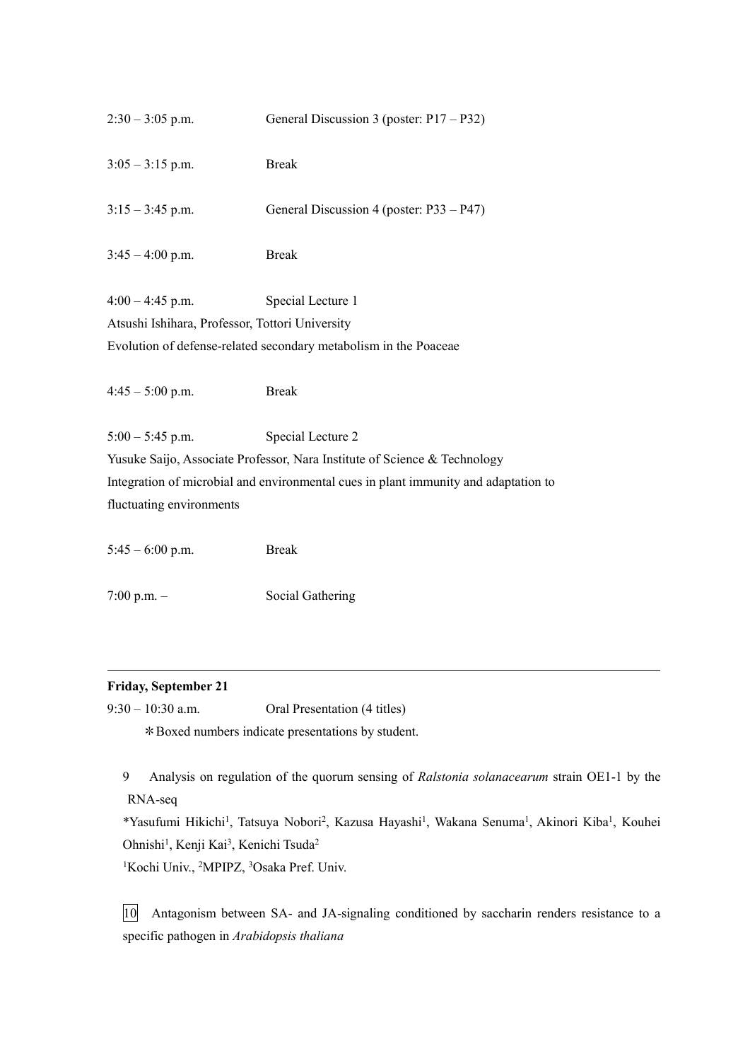2:30 – 3:05 p.m. General Discussion 3 (poster: P17 – P32)

3:05 – 3:15 p.m. Break

3:15 – 3:45 p.m. General Discussion 4 (poster: P33 – P47)

3:45 – 4:00 p.m. Break

4:00 – 4:45 p.m. Special Lecture 1
Atsushi Ishihara, Professor, Tottori University
Evolution of defense-related secondary metabolism in the Poaceae

4:45 – 5:00 p.m. Break

5:00 – 5:45 p.m. Special Lecture 2
Yusuke Saijo, Associate Professor, Nara Institute of Science & Technology
Integration of microbial and environmental cues in plant immunity and adaptation to fluctuating environments

5:45 – 6:00 p.m. Break

7:00 p.m. – Social Gathering

---

**Friday, September 21**

9:30 – 10:30 a.m. Oral Presentation (4 titles)

＊Boxed numbers indicate presentations by student.

9 Analysis on regulation of the quorum sensing of *Ralstonia solanacearum* strain OE1-1 by the RNA-seq

*Yasufumi Hikichi[1], Tatsuya Nobori[2], Kazusa Hayashi[1], Wakana Senuma[1], Akinori Kiba[1], Kouhei Ohnishi[1], Kenji Kai[3], Kenichi Tsuda[2]

[1]Kochi Univ., [2]MPIPZ, [3]Osaka Pref. Univ.

[10] Antagonism between SA- and JA-signaling conditioned by saccharin renders resistance to a specific pathogen in *Arabidopsis thaliana*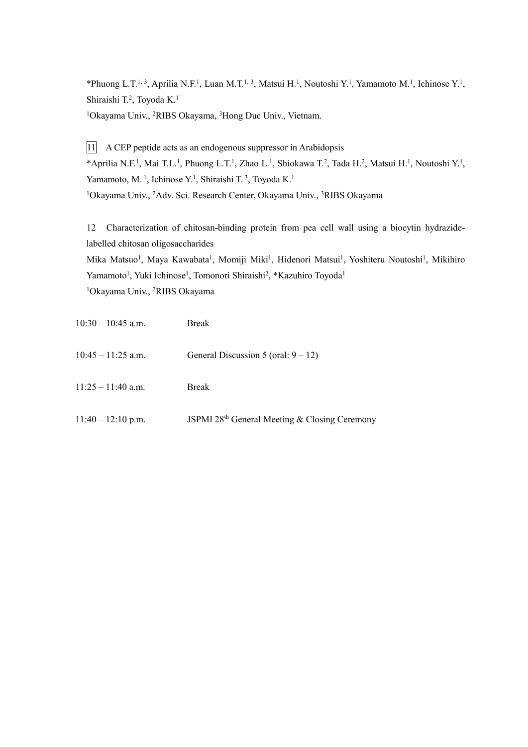*Phuong L.T.[1, 3], Aprilia N.F.[1], Luan M.T.[1, 3], Matsui H.[1], Noutoshi Y.[1], Yamamoto M.[1], Ichinose Y.[1], Shiraishi T.[2], Toyoda K.[1]

[1]Okayama Univ., [2]RIBS Okayama, [3]Hong Duc Univ., Vietnam.

11 A CEP peptide acts as an endogenous suppressor in Arabidopsis

*Aprilia N.F.[1], Mai T.L.[1], Phuong L.T.[1], Zhao L.[1], Shiokawa T.[2], Tada H.[2], Matsui H.[1], Noutoshi Y.[1], Yamamoto, M.[1], Ichinose Y.[1], Shiraishi T.[3], Toyoda K.[1]

[1]Okayama Univ., [2]Adv. Sci. Research Center, Okayama Univ., [3]RIBS Okayama

12 Characterization of chitosan-binding protein from pea cell wall using a biocytin hydrazide-labelled chitosan oligosaccharides

Mika Matsuo[1], Maya Kawabata[1], Momiji Miki[1], Hidenori Matsui[1], Yoshiteru Noutoshi[1], Mikihiro Yamamoto[1], Yuki Ichinose[1], Tomonori Shiraishi[2], *Kazuhiro Toyoda[1]

[1]Okayama Univ., [2]RIBS Okayama

10:30 – 10:45 a.m. Break

10:45 – 11:25 a.m. General Discussion 5 (oral: 9 – 12)

11:25 – 11:40 a.m. Break

11:40 – 12:10 p.m. JSPMI 28th General Meeting & Closing Ceremony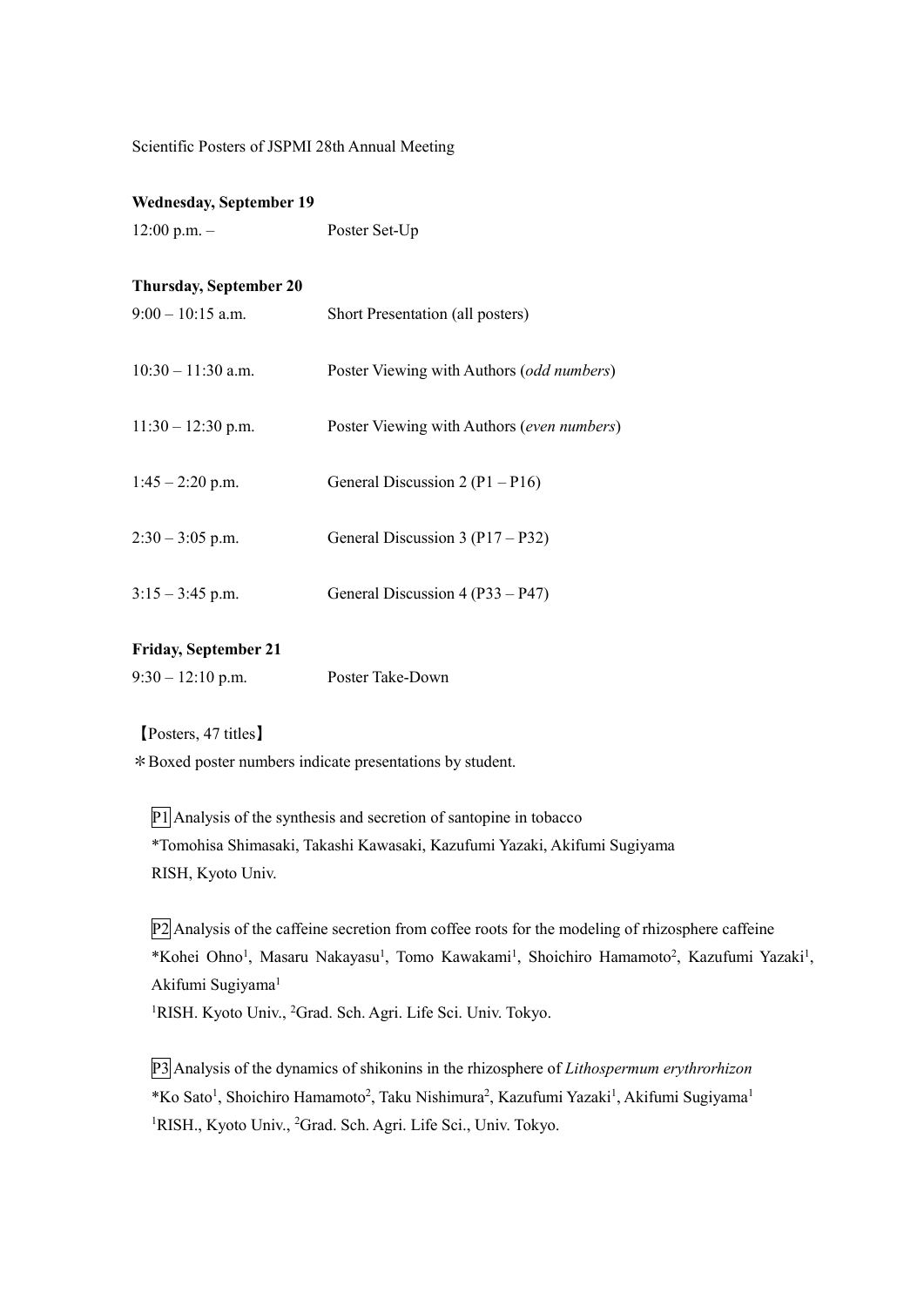Scientific Posters of JSPMI 28th Annual Meeting

**Wednesday, September 19**

12:00 p.m. – Poster Set-Up

**Thursday, September 20**

| | |
|---|---|
| 9:00 – 10:15 a.m. | Short Presentation (all posters) |
| 10:30 – 11:30 a.m. | Poster Viewing with Authors (*odd numbers*) |
| 11:30 – 12:30 p.m. | Poster Viewing with Authors (*even numbers*) |
| 1:45 – 2:20 p.m. | General Discussion 2 (P1 – P16) |
| 2:30 – 3:05 p.m. | General Discussion 3 (P17 – P32) |
| 3:15 – 3:45 p.m. | General Discussion 4 (P33 – P47) |

**Friday, September 21**

9:30 – 12:10 p.m. Poster Take-Down

【Posters, 47 titles】

＊Boxed poster numbers indicate presentations by student.

P1 Analysis of the synthesis and secretion of santopine in tobacco
*Tomohisa Shimasaki, Takashi Kawasaki, Kazufumi Yazaki, Akifumi Sugiyama
RISH, Kyoto Univ.

P2 Analysis of the caffeine secretion from coffee roots for the modeling of rhizosphere caffeine
*Kohei Ohno[1], Masaru Nakayasu[1], Tomo Kawakami[1], Shoichiro Hamamoto[2], Kazufumi Yazaki[1], Akifumi Sugiyama[1]
[1]RISH. Kyoto Univ., [2]Grad. Sch. Agri. Life Sci. Univ. Tokyo.

P3 Analysis of the dynamics of shikonins in the rhizosphere of *Lithospermum erythrorhizon*
*Ko Sato[1], Shoichiro Hamamoto[2], Taku Nishimura[2], Kazufumi Yazaki[1], Akifumi Sugiyama[1]
[1]RISH., Kyoto Univ., [2]Grad. Sch. Agri. Life Sci., Univ. Tokyo.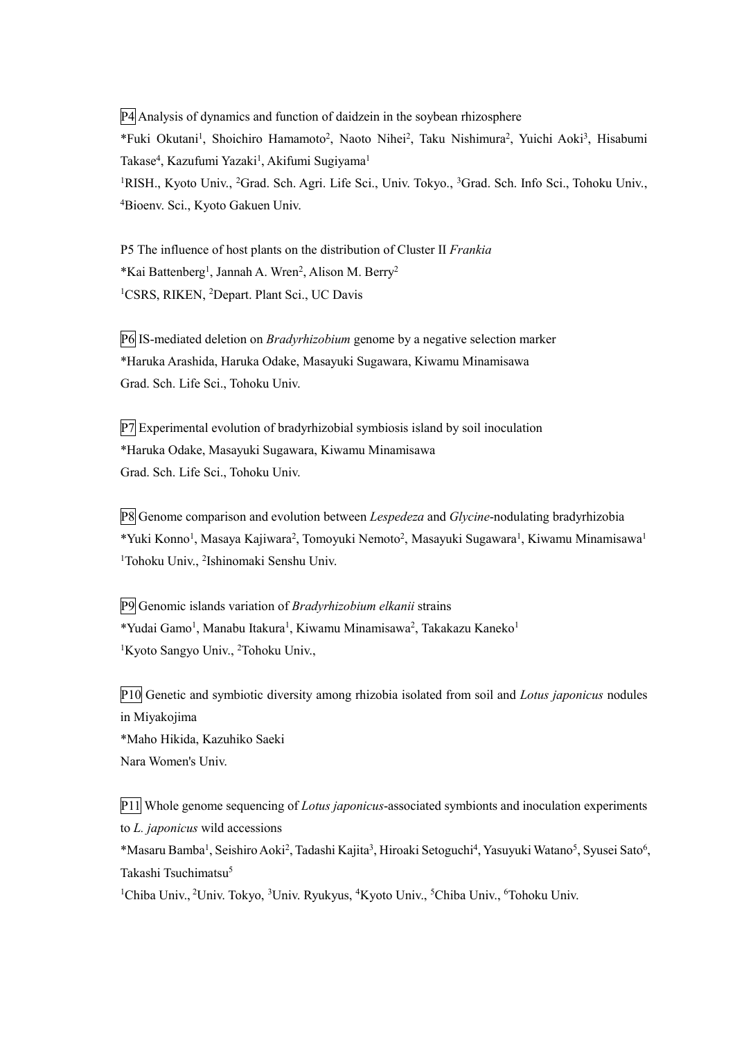P4 Analysis of dynamics and function of daidzein in the soybean rhizosphere
*Fuki Okutani[1], Shoichiro Hamamoto[2], Naoto Nihei[2], Taku Nishimura[2], Yuichi Aoki[3], Hisabumi Takase[4], Kazufumi Yazaki[1], Akifumi Sugiyama[1]
[1]RISH., Kyoto Univ., [2]Grad. Sch. Agri. Life Sci., Univ. Tokyo., [3]Grad. Sch. Info Sci., Tohoku Univ., [4]Bioenv. Sci., Kyoto Gakuen Univ.

P5 The influence of host plants on the distribution of Cluster II *Frankia*
*Kai Battenberg[1], Jannah A. Wren[2], Alison M. Berry[2]
[1]CSRS, RIKEN, [2]Depart. Plant Sci., UC Davis

P6 IS-mediated deletion on *Bradyrhizobium* genome by a negative selection marker
*Haruka Arashida, Haruka Odake, Masayuki Sugawara, Kiwamu Minamisawa
Grad. Sch. Life Sci., Tohoku Univ.

P7 Experimental evolution of bradyrhizobial symbiosis island by soil inoculation
*Haruka Odake, Masayuki Sugawara, Kiwamu Minamisawa
Grad. Sch. Life Sci., Tohoku Univ.

P8 Genome comparison and evolution between *Lespedeza* and *Glycine*-nodulating bradyrhizobia
*Yuki Konno[1], Masaya Kajiwara[2], Tomoyuki Nemoto[2], Masayuki Sugawara[1], Kiwamu Minamisawa[1]
[1]Tohoku Univ., [2]Ishinomaki Senshu Univ.

P9 Genomic islands variation of *Bradyrhizobium elkanii* strains
*Yudai Gamo[1], Manabu Itakura[1], Kiwamu Minamisawa[2], Takakazu Kaneko[1]
[1]Kyoto Sangyo Univ., [2]Tohoku Univ.,

P10 Genetic and symbiotic diversity among rhizobia isolated from soil and *Lotus japonicus* nodules in Miyakojima
*Maho Hikida, Kazuhiko Saeki
Nara Women's Univ.

P11 Whole genome sequencing of *Lotus japonicus*-associated symbionts and inoculation experiments to *L. japonicus* wild accessions
*Masaru Bamba[1], Seishiro Aoki[2], Tadashi Kajita[3], Hiroaki Setoguchi[4], Yasuyuki Watano[5], Syusei Sato[6], Takashi Tsuchimatsu[5]
[1]Chiba Univ., [2]Univ. Tokyo, [3]Univ. Ryukyus, [4]Kyoto Univ., [5]Chiba Univ., [6]Tohoku Univ.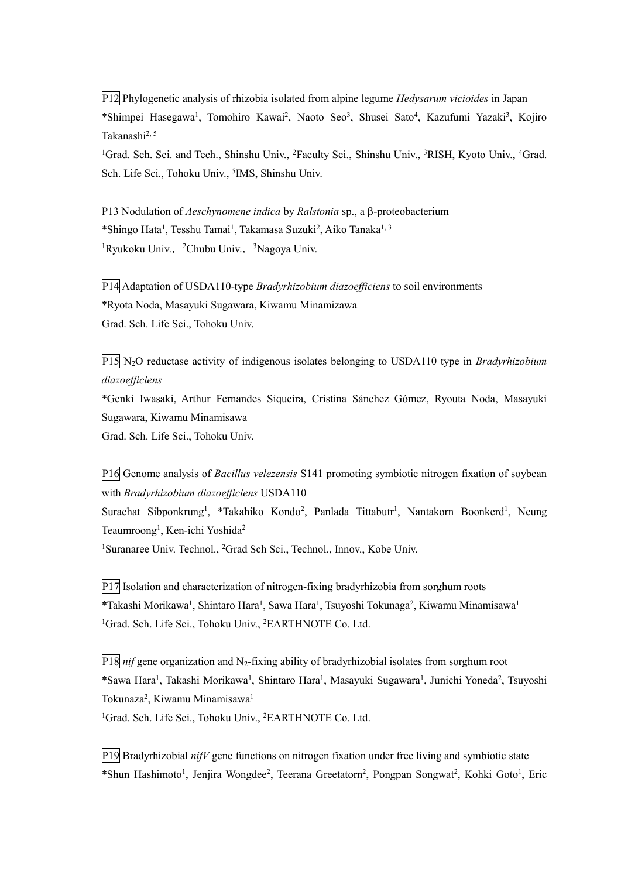P12 Phylogenetic analysis of rhizobia isolated from alpine legume *Hedysarum vicioides* in Japan

*Shimpei Hasegawa[1], Tomohiro Kawai[2], Naoto Seo[3], Shusei Sato[4], Kazufumi Yazaki[3], Kojiro Takanashi[2, 5]

[1]Grad. Sch. Sci. and Tech., Shinshu Univ., [2]Faculty Sci., Shinshu Univ., [3]RISH, Kyoto Univ., [4]Grad. Sch. Life Sci., Tohoku Univ., [5]IMS, Shinshu Univ.

P13 Nodulation of *Aeschynomene indica* by *Ralstonia* sp., a β-proteobacterium

*Shingo Hata[1], Tesshu Tamai[1], Takamasa Suzuki[2], Aiko Tanaka[1, 3]

[1]Ryukoku Univ., [2]Chubu Univ., [3]Nagoya Univ.

P14 Adaptation of USDA110-type *Bradyrhizobium diazoefficiens* to soil environments

*Ryota Noda, Masayuki Sugawara, Kiwamu Minamizawa

Grad. Sch. Life Sci., Tohoku Univ.

P15 $N_2O$ reductase activity of indigenous isolates belonging to USDA110 type in *Bradyrhizobium diazoefficiens*

*Genki Iwasaki, Arthur Fernandes Siqueira, Cristina Sánchez Gómez, Ryouta Noda, Masayuki Sugawara, Kiwamu Minamisawa

Grad. Sch. Life Sci., Tohoku Univ.

P16 Genome analysis of *Bacillus velezensis* S141 promoting symbiotic nitrogen fixation of soybean with *Bradyrhizobium diazoefficiens* USDA110

Surachat Sibponkrung[1], *Takahiko Kondo[2], Panlada Tittabutr[1], Nantakorn Boonkerd[1], Neung Teaumroong[1], Ken-ichi Yoshida[2]

[1]Suranaree Univ. Technol., [2]Grad Sch Sci., Technol., Innov., Kobe Univ.

P17 Isolation and characterization of nitrogen-fixing bradyrhizobia from sorghum roots

*Takashi Morikawa[1], Shintaro Hara[1], Sawa Hara[1], Tsuyoshi Tokunaga[2], Kiwamu Minamisawa[1]

[1]Grad. Sch. Life Sci., Tohoku Univ., [2]EARTHNOTE Co. Ltd.

P18 *nif* gene organization and $N_2$-fixing ability of bradyrhizobial isolates from sorghum root

*Sawa Hara[1], Takashi Morikawa[1], Shintaro Hara[1], Masayuki Sugawara[1], Junichi Yoneda[2], Tsuyoshi Tokunaza[2], Kiwamu Minamisawa[1]

[1]Grad. Sch. Life Sci., Tohoku Univ., [2]EARTHNOTE Co. Ltd.

P19 Bradyrhizobial *nifV* gene functions on nitrogen fixation under free living and symbiotic state

*Shun Hashimoto[1], Jenjira Wongdee[2], Teerana Greetatorn[2], Pongpan Songwat[2], Kohki Goto[1], Eric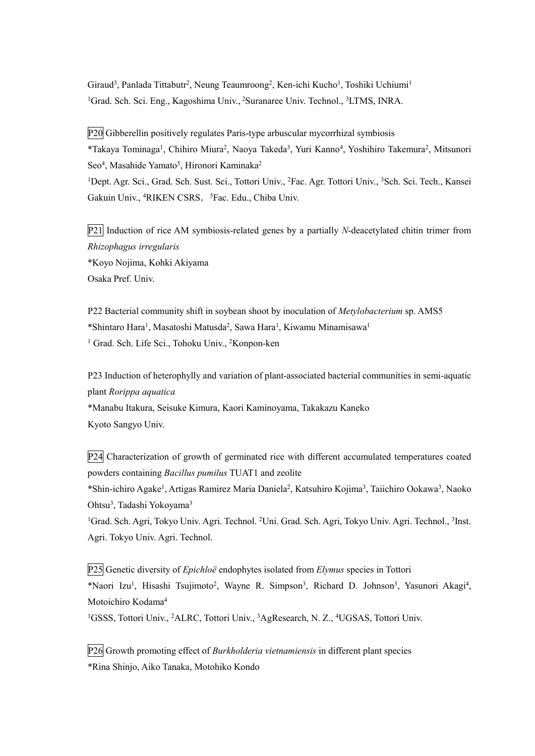Giraud[3], Panlada Tittabutr[2], Neung Teaumroong[2], Ken-ichi Kucho[1], Toshiki Uchiumi[1]
[1]Grad. Sch. Sci. Eng., Kagoshima Univ., [2]Suranaree Univ. Technol., [3]LTMS, INRA.

P20 Gibberellin positively regulates Paris-type arbuscular mycorrhizal symbiosis
*Takaya Tominaga[1], Chihiro Miura[2], Naoya Takeda[3], Yuri Kanno[4], Yoshihiro Takemura[2], Mitsunori Seo[4], Masahide Yamato[5], Hironori Kaminaka[2]
[1]Dept. Agr. Sci., Grad. Sch. Sust. Sci., Tottori Univ., [2]Fac. Agr. Tottori Univ., [3]Sch. Sci. Tech., Kansei Gakuin Univ., [4]RIKEN CSRS, [5]Fac. Edu., Chiba Univ.

P21 Induction of rice AM symbiosis-related genes by a partially *N*-deacetylated chitin trimer from *Rhizophagus irregularis*
*Koyo Nojima, Kohki Akiyama
Osaka Pref. Univ.

P22 Bacterial community shift in soybean shoot by inoculation of *Metylobacterium* sp. AMS5
*Shintaro Hara[1], Masatoshi Matusda[2], Sawa Hara[1], Kiwamu Minamisawa[1]
[1] Grad. Sch. Life Sci., Tohoku Univ., [2]Konpon-ken

P23 Induction of heterophylly and variation of plant-associated bacterial communities in semi-aquatic plant *Rorippa aquatica*
*Manabu Itakura, Seisuke Kimura, Kaori Kaminoyama, Takakazu Kaneko
Kyoto Sangyo Univ.

P24 Characterization of growth of germinated rice with different accumulated temperatures coated powders containing *Bacillus pumilus* TUAT1 and zeolite
*Shin-ichiro Agake[1], Artigas Ramirez Maria Daniela[2], Katsuhiro Kojima[3], Taiichiro Ookawa[3], Naoko Ohtsu[3], Tadashi Yokoyama[3]
[1]Grad. Sch. Agri, Tokyo Univ. Agri. Technol. [2]Uni. Grad. Sch. Agri, Tokyo Univ. Agri. Technol., [3]Inst. Agri. Tokyo Univ. Agri. Technol.

P25 Genetic diversity of *Epichloë* endophytes isolated from *Elymus* species in Tottori
*Naori Izu[1], Hisashi Tsujimoto[2], Wayne R. Simpson[3], Richard D. Johnson[3], Yasunori Akagi[4], Motoichiro Kodama[4]
[1]GSSS, Tottori Univ., [2]ALRC, Tottori Univ., [3]AgResearch, N. Z., [4]UGSAS, Tottori Univ.

P26 Growth promoting effect of *Burkholderia vietnamiensis* in different plant species
*Rina Shinjo, Aiko Tanaka, Motohiko Kondo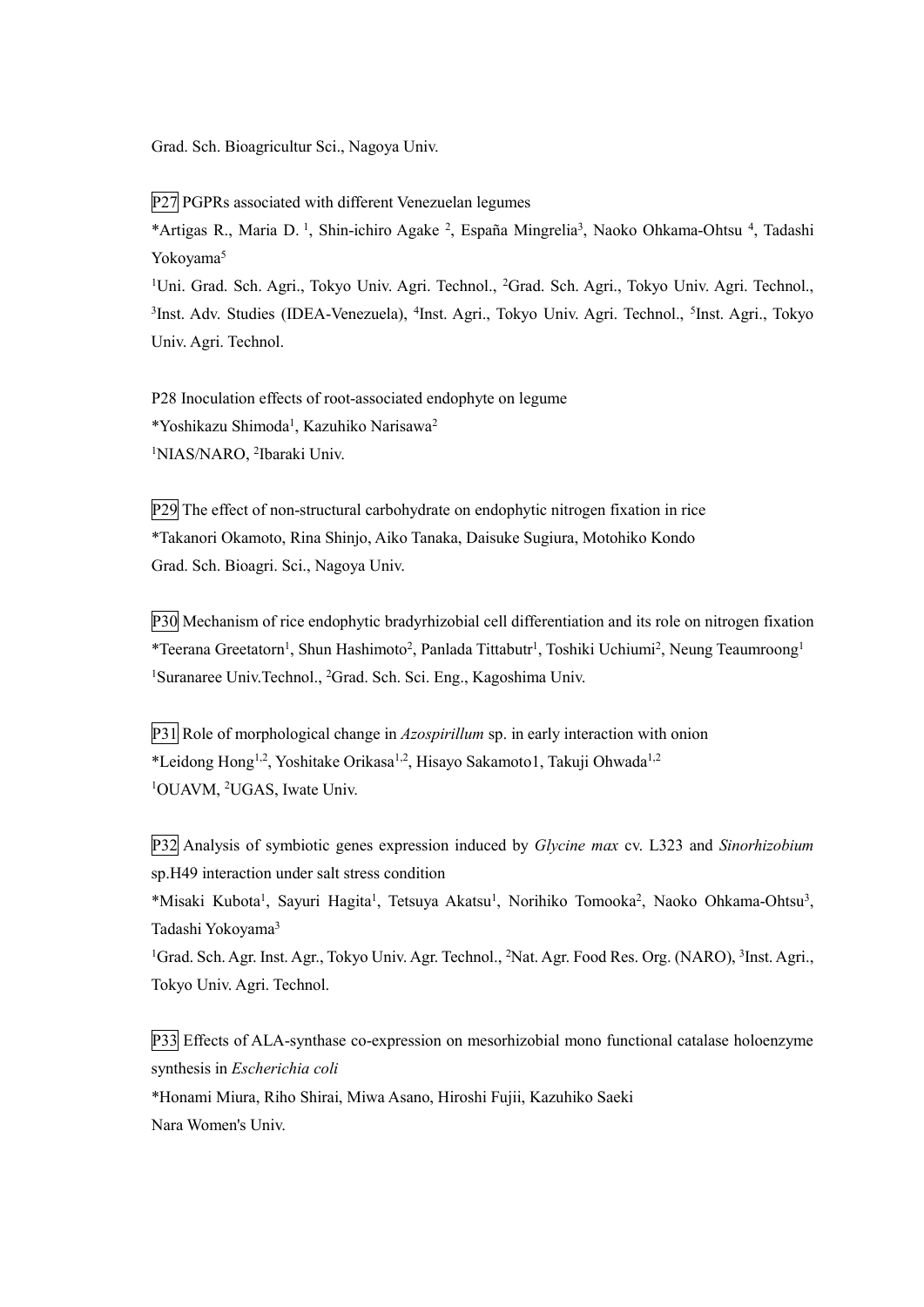Grad. Sch. Bioagricultur Sci., Nagoya Univ.

P27 PGPRs associated with different Venezuelan legumes

*Artigas R., Maria D. [1], Shin-ichiro Agake [2], España Mingrelia[3], Naoko Ohkama-Ohtsu [4], Tadashi Yokoyama[5]

[1]Uni. Grad. Sch. Agri., Tokyo Univ. Agri. Technol., [2]Grad. Sch. Agri., Tokyo Univ. Agri. Technol., [3]Inst. Adv. Studies (IDEA-Venezuela), [4]Inst. Agri., Tokyo Univ. Agri. Technol., [5]Inst. Agri., Tokyo Univ. Agri. Technol.

P28 Inoculation effects of root-associated endophyte on legume

*Yoshikazu Shimoda[1], Kazuhiko Narisawa[2]

[1]NIAS/NARO, [2]Ibaraki Univ.

P29 The effect of non-structural carbohydrate on endophytic nitrogen fixation in rice

*Takanori Okamoto, Rina Shinjo, Aiko Tanaka, Daisuke Sugiura, Motohiko Kondo

Grad. Sch. Bioagri. Sci., Nagoya Univ.

P30 Mechanism of rice endophytic bradyrhizobial cell differentiation and its role on nitrogen fixation

*Teerana Greetatorn[1], Shun Hashimoto[2], Panlada Tittabutr[1], Toshiki Uchiumi[2], Neung Teaumroong[1]

[1]Suranaree Univ.Technol., [2]Grad. Sch. Sci. Eng., Kagoshima Univ.

P31 Role of morphological change in *Azospirillum* sp. in early interaction with onion

*Leidong Hong[1,2], Yoshitake Orikasa[1,2], Hisayo Sakamoto1, Takuji Ohwada[1,2]

[1]OUAVM, [2]UGAS, Iwate Univ.

P32 Analysis of symbiotic genes expression induced by *Glycine max* cv. L323 and *Sinorhizobium* sp.H49 interaction under salt stress condition

*Misaki Kubota[1], Sayuri Hagita[1], Tetsuya Akatsu[1], Norihiko Tomooka[2], Naoko Ohkama-Ohtsu[3], Tadashi Yokoyama[3]

[1]Grad. Sch. Agr. Inst. Agr., Tokyo Univ. Agr. Technol., [2]Nat. Agr. Food Res. Org. (NARO), [3]Inst. Agri., Tokyo Univ. Agri. Technol.

P33 Effects of ALA-synthase co-expression on mesorhizobial mono functional catalase holoenzyme synthesis in *Escherichia coli*

*Honami Miura, Riho Shirai, Miwa Asano, Hiroshi Fujii, Kazuhiko Saeki

Nara Women's Univ.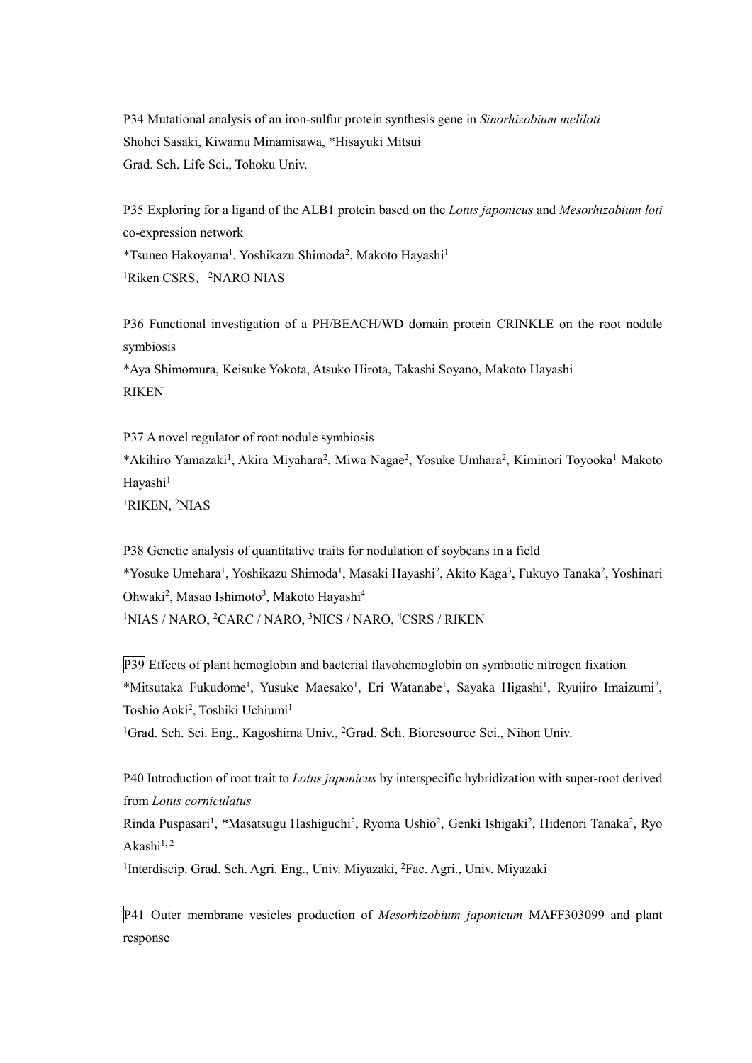P34 Mutational analysis of an iron-sulfur protein synthesis gene in *Sinorhizobium meliloti*
Shohei Sasaki, Kiwamu Minamisawa, *Hisayuki Mitsui
Grad. Sch. Life Sci., Tohoku Univ.

P35 Exploring for a ligand of the ALB1 protein based on the *Lotus japonicus* and *Mesorhizobium loti* co-expression network
*Tsuneo Hakoyama[1], Yoshikazu Shimoda[2], Makoto Hayashi[1]
[1]Riken CSRS, [2]NARO NIAS

P36 Functional investigation of a PH/BEACH/WD domain protein CRINKLE on the root nodule symbiosis
*Aya Shimomura, Keisuke Yokota, Atsuko Hirota, Takashi Soyano, Makoto Hayashi
RIKEN

P37 A novel regulator of root nodule symbiosis
*Akihiro Yamazaki[1], Akira Miyahara[2], Miwa Nagae[2], Yosuke Umhara[2], Kiminori Toyooka[1] Makoto Hayashi[1]
[1]RIKEN, [2]NIAS

P38 Genetic analysis of quantitative traits for nodulation of soybeans in a field
*Yosuke Umehara[1], Yoshikazu Shimoda[1], Masaki Hayashi[2], Akito Kaga[3], Fukuyo Tanaka[2], Yoshinari Ohwaki[2], Masao Ishimoto[3], Makoto Hayashi[4]
[1]NIAS / NARO, [2]CARC / NARO, [3]NICS / NARO, [4]CSRS / RIKEN

P39 Effects of plant hemoglobin and bacterial flavohemoglobin on symbiotic nitrogen fixation
*Mitsutaka Fukudome[1], Yusuke Maesako[1], Eri Watanabe[1], Sayaka Higashi[1], Ryujiro Imaizumi[2], Toshio Aoki[2], Toshiki Uchiumi[1]
[1]Grad. Sch. Sci. Eng., Kagoshima Univ., [2]Grad. Sch. Bioresource Sci., Nihon Univ.

P40 Introduction of root trait to *Lotus japonicus* by interspecific hybridization with super-root derived from *Lotus corniculatus*
Rinda Puspasari[1], *Masatsugu Hashiguchi[2], Ryoma Ushio[2], Genki Ishigaki[2], Hidenori Tanaka[2], Ryo Akashi[1, 2]
[1]Interdiscip. Grad. Sch. Agri. Eng., Univ. Miyazaki, [2]Fac. Agri., Univ. Miyazaki

P41 Outer membrane vesicles production of *Mesorhizobium japonicum* MAFF303099 and plant response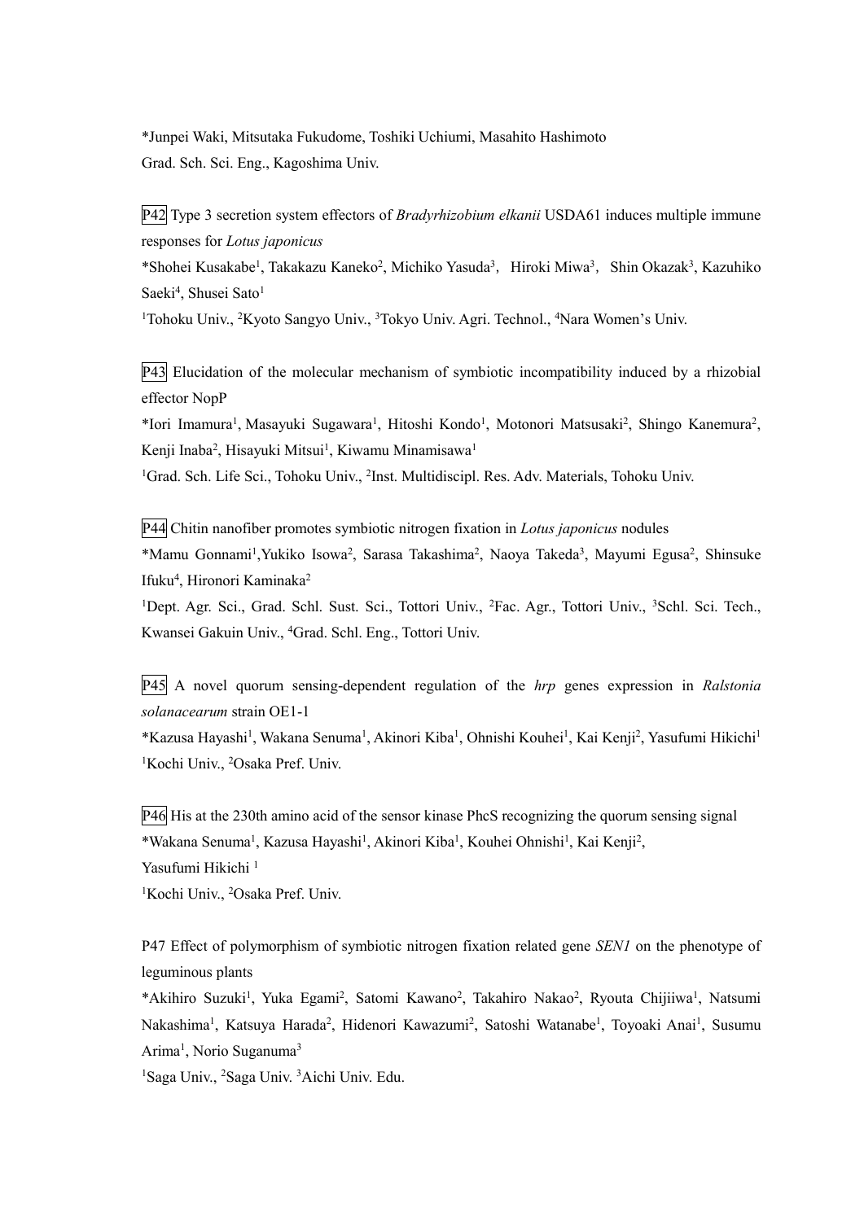*Junpei Waki, Mitsutaka Fukudome, Toshiki Uchiumi, Masahito Hashimoto
Grad. Sch. Sci. Eng., Kagoshima Univ.

P42 Type 3 secretion system effectors of *Bradyrhizobium elkanii* USDA61 induces multiple immune responses for *Lotus japonicus*
*Shohei Kusakabe[1], Takakazu Kaneko[2], Michiko Yasuda[3], Hiroki Miwa[3], Shin Okazak[3], Kazuhiko Saeki[4], Shusei Sato[1]
[1]Tohoku Univ., [2]Kyoto Sangyo Univ., [3]Tokyo Univ. Agri. Technol., [4]Nara Women's Univ.

P43 Elucidation of the molecular mechanism of symbiotic incompatibility induced by a rhizobial effector NopP
*Iori Imamura[1], Masayuki Sugawara[1], Hitoshi Kondo[1], Motonori Matsusaki[2], Shingo Kanemura[2], Kenji Inaba[2], Hisayuki Mitsui[1], Kiwamu Minamisawa[1]
[1]Grad. Sch. Life Sci., Tohoku Univ., [2]Inst. Multidiscipl. Res. Adv. Materials, Tohoku Univ.

P44 Chitin nanofiber promotes symbiotic nitrogen fixation in *Lotus japonicus* nodules
*Mamu Gonnami[1],Yukiko Isowa[2], Sarasa Takashima[2], Naoya Takeda[3], Mayumi Egusa[2], Shinsuke Ifuku[4], Hironori Kaminaka[2]
[1]Dept. Agr. Sci., Grad. Schl. Sust. Sci., Tottori Univ., [2]Fac. Agr., Tottori Univ., [3]Schl. Sci. Tech., Kwansei Gakuin Univ., [4]Grad. Schl. Eng., Tottori Univ.

P45 A novel quorum sensing-dependent regulation of the *hrp* genes expression in *Ralstonia solanacearum* strain OE1-1
*Kazusa Hayashi[1], Wakana Senuma[1], Akinori Kiba[1], Ohnishi Kouhei[1], Kai Kenji[2], Yasufumi Hikichi[1]
[1]Kochi Univ., [2]Osaka Pref. Univ.

P46 His at the 230th amino acid of the sensor kinase PhcS recognizing the quorum sensing signal
*Wakana Senuma[1], Kazusa Hayashi[1], Akinori Kiba[1], Kouhei Ohnishi[1], Kai Kenji[2],
Yasufumi Hikichi [1]
[1]Kochi Univ., [2]Osaka Pref. Univ.

P47 Effect of polymorphism of symbiotic nitrogen fixation related gene *SEN1* on the phenotype of leguminous plants
*Akihiro Suzuki[1], Yuka Egami[2], Satomi Kawano[2], Takahiro Nakao[2], Ryouta Chijiiwa[1], Natsumi Nakashima[1], Katsuya Harada[2], Hidenori Kawazumi[2], Satoshi Watanabe[1], Toyoaki Anai[1], Susumu Arima[1], Norio Suganuma[3]
[1]Saga Univ., [2]Saga Univ. [3]Aichi Univ. Edu.